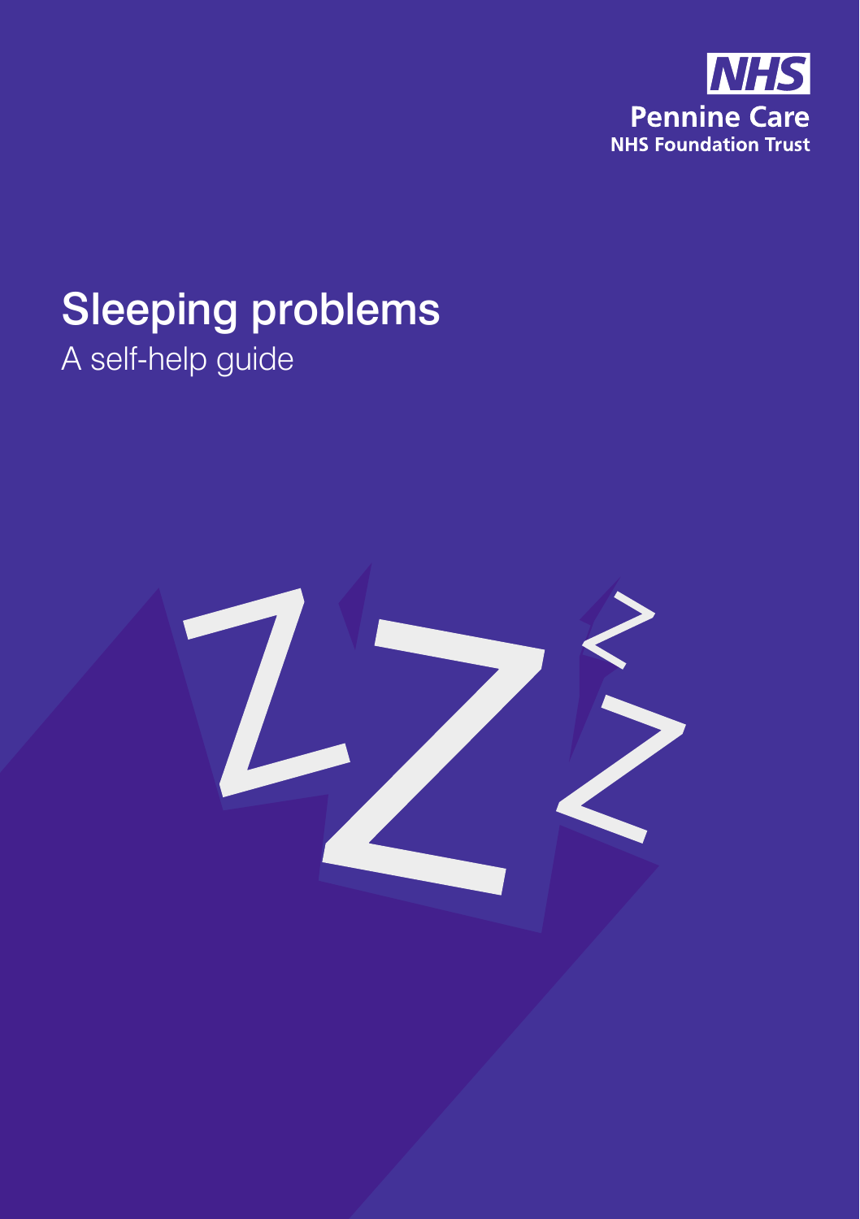NHS

Pennine Care

NHS Foundation Trust

# Sleeping problems

A self-help guide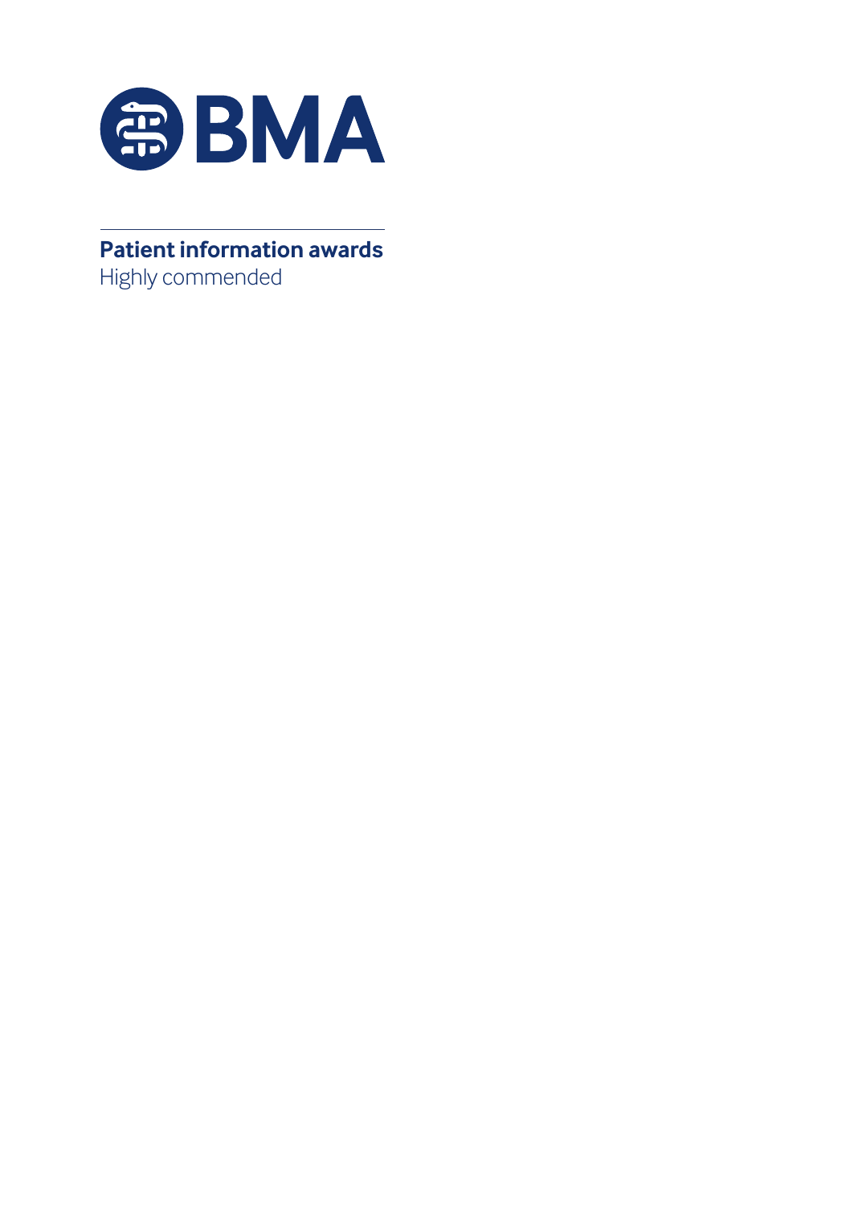BMA

**Patient information awards**

Highly commended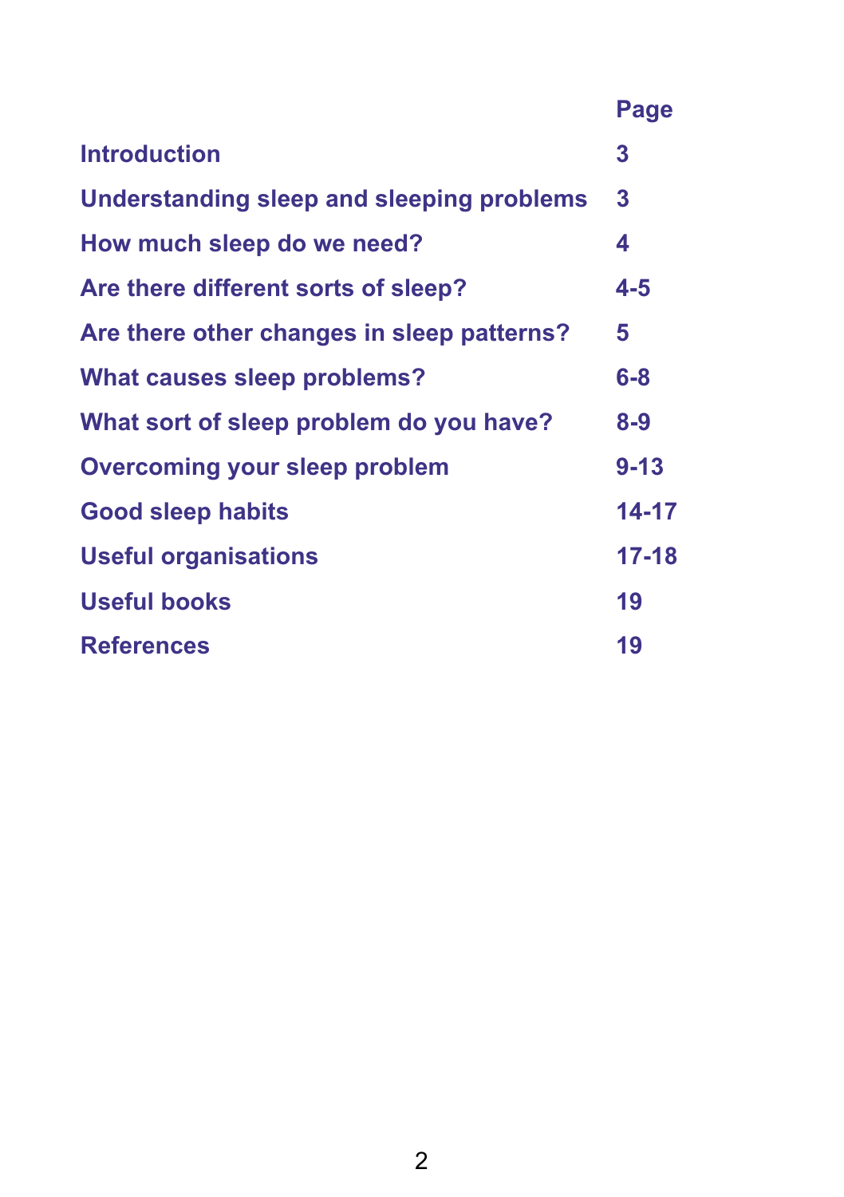| | Page |
|---|---|
| **Introduction** | **3** |
| **Understanding sleep and sleeping problems** | **3** |
| **How much sleep do we need?** | **4** |
| **Are there different sorts of sleep?** | **4-5** |
| **Are there other changes in sleep patterns?** | **5** |
| **What causes sleep problems?** | **6-8** |
| **What sort of sleep problem do you have?** | **8-9** |
| **Overcoming your sleep problem** | **9-13** |
| **Good sleep habits** | **14-17** |
| **Useful organisations** | **17-18** |
| **Useful books** | **19** |
| **References** | **19** |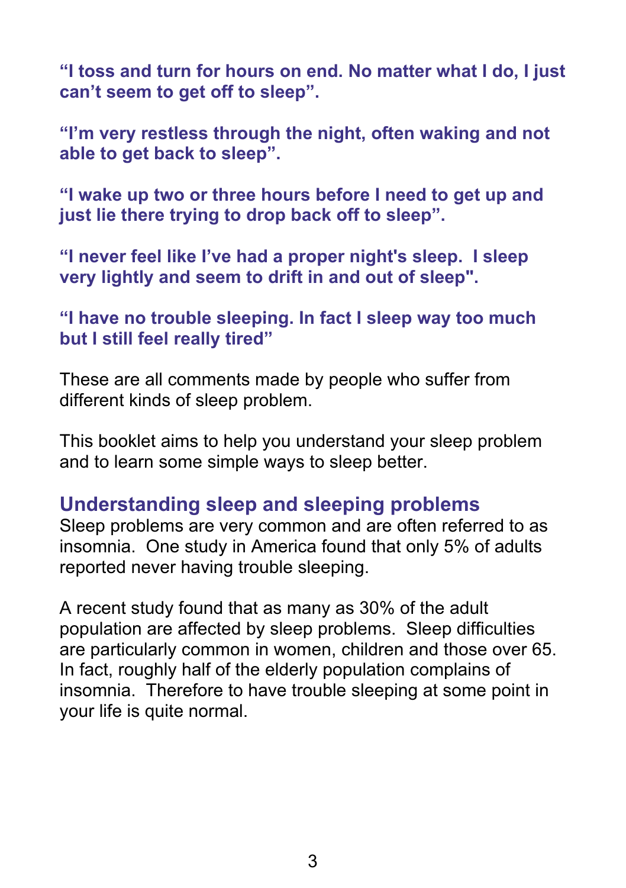**"I toss and turn for hours on end. No matter what I do, I just can't seem to get off to sleep".**

**"I'm very restless through the night, often waking and not able to get back to sleep".**

**"I wake up two or three hours before I need to get up and just lie there trying to drop back off to sleep".**

**"I never feel like I've had a proper night's sleep. I sleep very lightly and seem to drift in and out of sleep".**

**"I have no trouble sleeping. In fact I sleep way too much but I still feel really tired"**

These are all comments made by people who suffer from different kinds of sleep problem.

This booklet aims to help you understand your sleep problem and to learn some simple ways to sleep better.

## Understanding sleep and sleeping problems

Sleep problems are very common and are often referred to as insomnia. One study in America found that only 5% of adults reported never having trouble sleeping.

A recent study found that as many as 30% of the adult population are affected by sleep problems. Sleep difficulties are particularly common in women, children and those over 65. In fact, roughly half of the elderly population complains of insomnia. Therefore to have trouble sleeping at some point in your life is quite normal.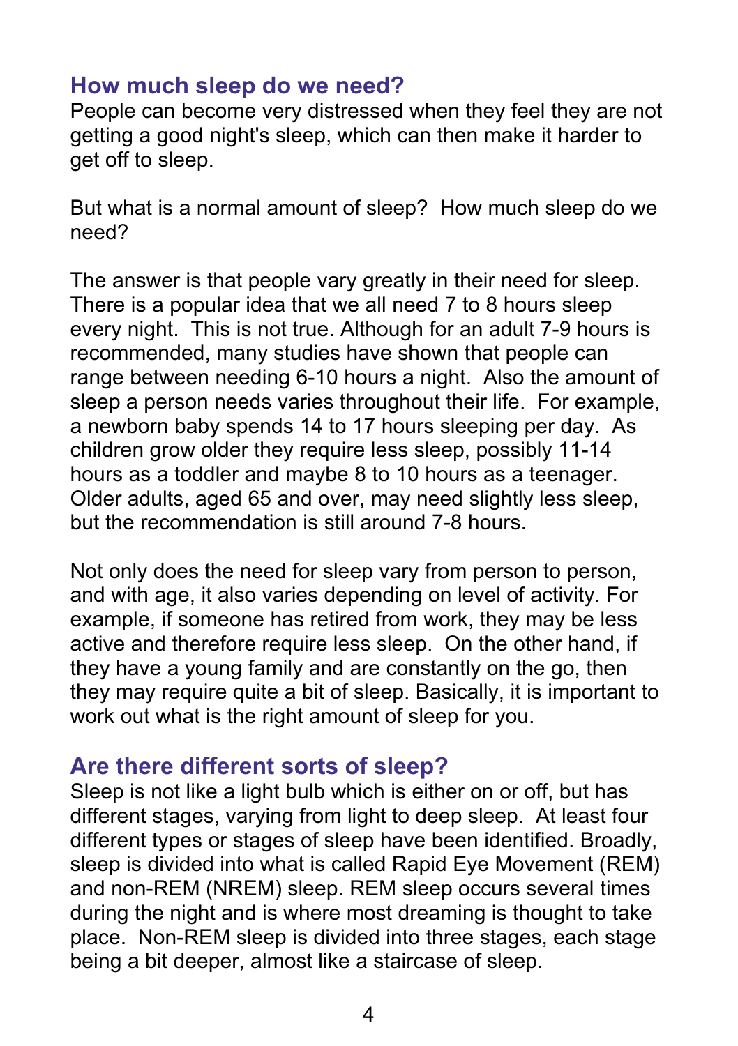## How much sleep do we need?

People can become very distressed when they feel they are not getting a good night's sleep, which can then make it harder to get off to sleep.

But what is a normal amount of sleep? How much sleep do we need?

The answer is that people vary greatly in their need for sleep. There is a popular idea that we all need 7 to 8 hours sleep every night. This is not true. Although for an adult 7-9 hours is recommended, many studies have shown that people can range between needing 6-10 hours a night. Also the amount of sleep a person needs varies throughout their life. For example, a newborn baby spends 14 to 17 hours sleeping per day. As children grow older they require less sleep, possibly 11-14 hours as a toddler and maybe 8 to 10 hours as a teenager. Older adults, aged 65 and over, may need slightly less sleep, but the recommendation is still around 7-8 hours.

Not only does the need for sleep vary from person to person, and with age, it also varies depending on level of activity. For example, if someone has retired from work, they may be less active and therefore require less sleep. On the other hand, if they have a young family and are constantly on the go, then they may require quite a bit of sleep. Basically, it is important to work out what is the right amount of sleep for you.

## Are there different sorts of sleep?

Sleep is not like a light bulb which is either on or off, but has different stages, varying from light to deep sleep. At least four different types or stages of sleep have been identified. Broadly, sleep is divided into what is called Rapid Eye Movement (REM) and non-REM (NREM) sleep. REM sleep occurs several times during the night and is where most dreaming is thought to take place. Non-REM sleep is divided into three stages, each stage being a bit deeper, almost like a staircase of sleep.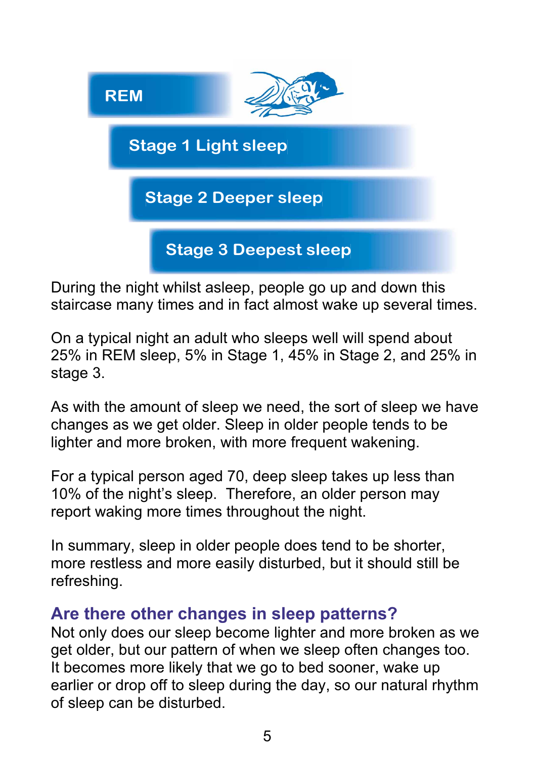REM

Stage 1 Light sleep

Stage 2 Deeper sleep

Stage 3 Deepest sleep

During the night whilst asleep, people go up and down this staircase many times and in fact almost wake up several times.

On a typical night an adult who sleeps well will spend about 25% in REM sleep, 5% in Stage 1, 45% in Stage 2, and 25% in stage 3.

As with the amount of sleep we need, the sort of sleep we have changes as we get older. Sleep in older people tends to be lighter and more broken, with more frequent wakening.

For a typical person aged 70, deep sleep takes up less than 10% of the night's sleep. Therefore, an older person may report waking more times throughout the night.

In summary, sleep in older people does tend to be shorter, more restless and more easily disturbed, but it should still be refreshing.

## Are there other changes in sleep patterns?

Not only does our sleep become lighter and more broken as we get older, but our pattern of when we sleep often changes too. It becomes more likely that we go to bed sooner, wake up earlier or drop off to sleep during the day, so our natural rhythm of sleep can be disturbed.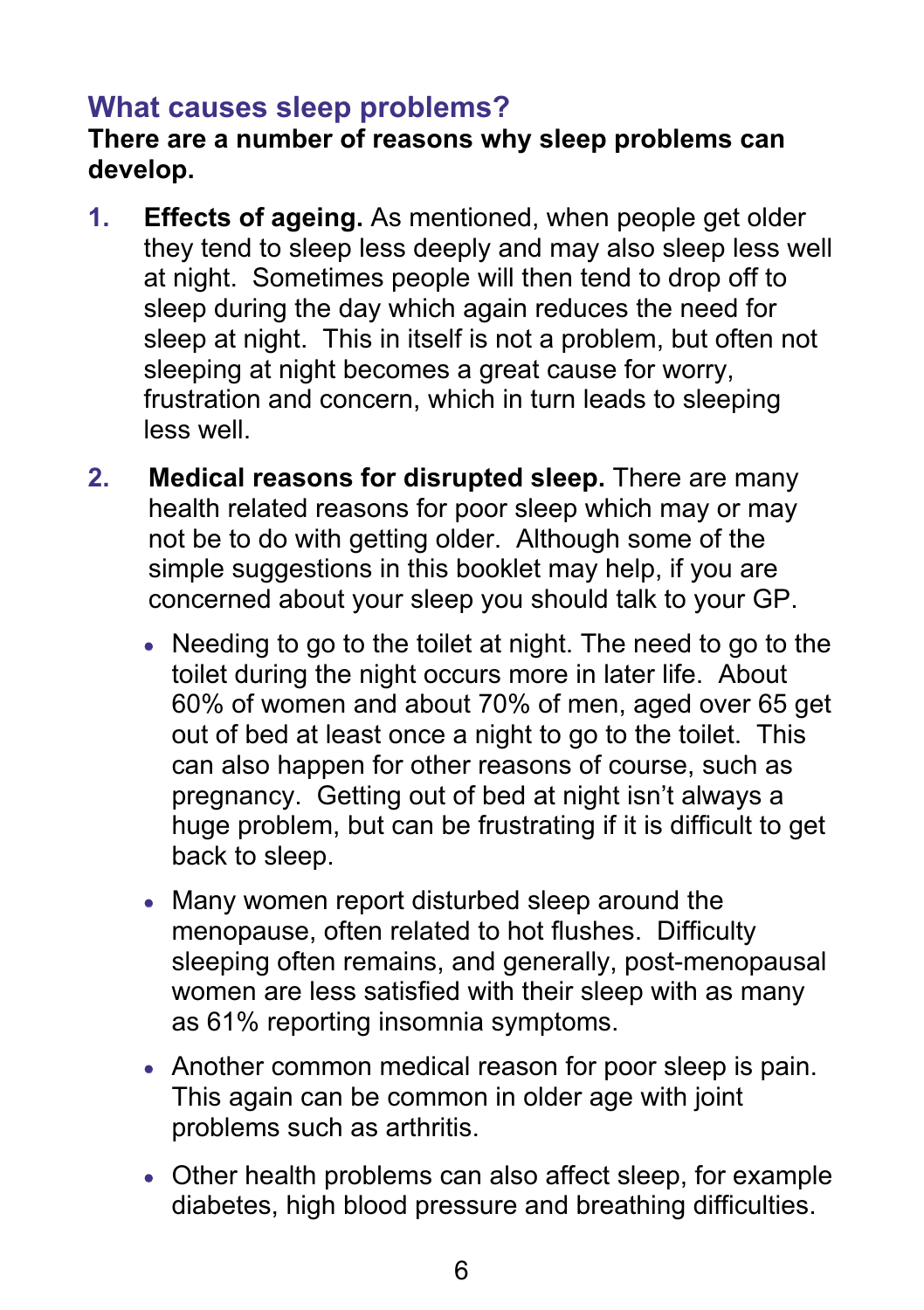## What causes sleep problems?

**There are a number of reasons why sleep problems can develop.**

1. **Effects of ageing.** As mentioned, when people get older they tend to sleep less deeply and may also sleep less well at night. Sometimes people will then tend to drop off to sleep during the day which again reduces the need for sleep at night. This in itself is not a problem, but often not sleeping at night becomes a great cause for worry, frustration and concern, which in turn leads to sleeping less well.

2. **Medical reasons for disrupted sleep.** There are many health related reasons for poor sleep which may or may not be to do with getting older. Although some of the simple suggestions in this booklet may help, if you are concerned about your sleep you should talk to your GP.

   - Needing to go to the toilet at night. The need to go to the toilet during the night occurs more in later life. About 60% of women and about 70% of men, aged over 65 get out of bed at least once a night to go to the toilet. This can also happen for other reasons of course, such as pregnancy. Getting out of bed at night isn't always a huge problem, but can be frustrating if it is difficult to get back to sleep.

   - Many women report disturbed sleep around the menopause, often related to hot flushes. Difficulty sleeping often remains, and generally, post-menopausal women are less satisfied with their sleep with as many as 61% reporting insomnia symptoms.

   - Another common medical reason for poor sleep is pain. This again can be common in older age with joint problems such as arthritis.

   - Other health problems can also affect sleep, for example diabetes, high blood pressure and breathing difficulties.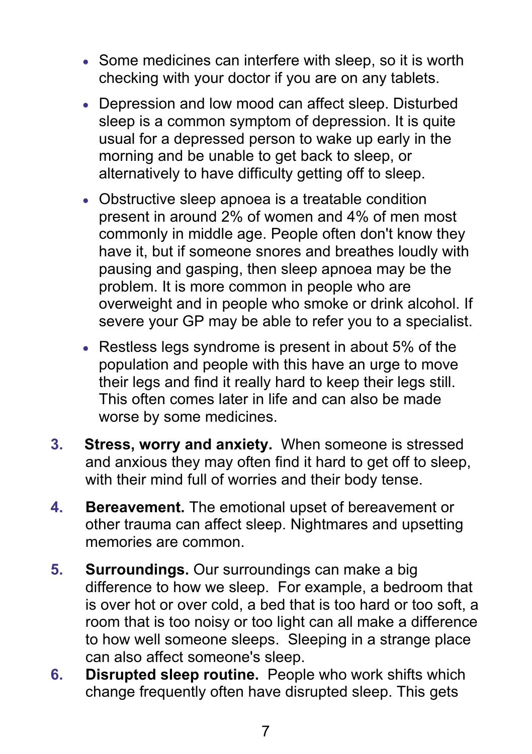- Some medicines can interfere with sleep, so it is worth checking with your doctor if you are on any tablets.
- Depression and low mood can affect sleep. Disturbed sleep is a common symptom of depression. It is quite usual for a depressed person to wake up early in the morning and be unable to get back to sleep, or alternatively to have difficulty getting off to sleep.
- Obstructive sleep apnoea is a treatable condition present in around 2% of women and 4% of men most commonly in middle age. People often don't know they have it, but if someone snores and breathes loudly with pausing and gasping, then sleep apnoea may be the problem. It is more common in people who are overweight and in people who smoke or drink alcohol. If severe your GP may be able to refer you to a specialist.
- Restless legs syndrome is present in about 5% of the population and people with this have an urge to move their legs and find it really hard to keep their legs still. This often comes later in life and can also be made worse by some medicines.

3. **Stress, worry and anxiety.** When someone is stressed and anxious they may often find it hard to get off to sleep, with their mind full of worries and their body tense.

4. **Bereavement.** The emotional upset of bereavement or other trauma can affect sleep. Nightmares and upsetting memories are common.

5. **Surroundings.** Our surroundings can make a big difference to how we sleep. For example, a bedroom that is over hot or over cold, a bed that is too hard or too soft, a room that is too noisy or too light can all make a difference to how well someone sleeps. Sleeping in a strange place can also affect someone's sleep.

6. **Disrupted sleep routine.** People who work shifts which change frequently often have disrupted sleep. This gets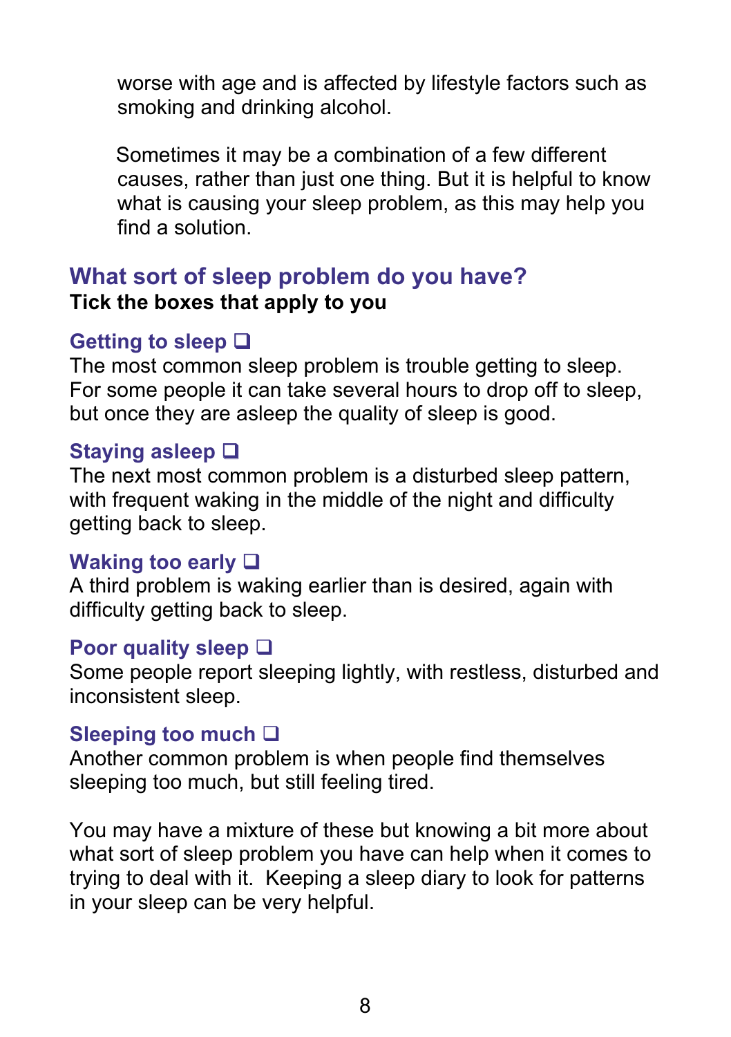worse with age and is affected by lifestyle factors such as smoking and drinking alcohol.

Sometimes it may be a combination of a few different causes, rather than just one thing. But it is helpful to know what is causing your sleep problem, as this may help you find a solution.

## What sort of sleep problem do you have?

**Tick the boxes that apply to you**

### Getting to sleep ❑

The most common sleep problem is trouble getting to sleep. For some people it can take several hours to drop off to sleep, but once they are asleep the quality of sleep is good.

### Staying asleep ❑

The next most common problem is a disturbed sleep pattern, with frequent waking in the middle of the night and difficulty getting back to sleep.

### Waking too early ❑

A third problem is waking earlier than is desired, again with difficulty getting back to sleep.

### Poor quality sleep ❑

Some people report sleeping lightly, with restless, disturbed and inconsistent sleep.

### Sleeping too much ❑

Another common problem is when people find themselves sleeping too much, but still feeling tired.

You may have a mixture of these but knowing a bit more about what sort of sleep problem you have can help when it comes to trying to deal with it. Keeping a sleep diary to look for patterns in your sleep can be very helpful.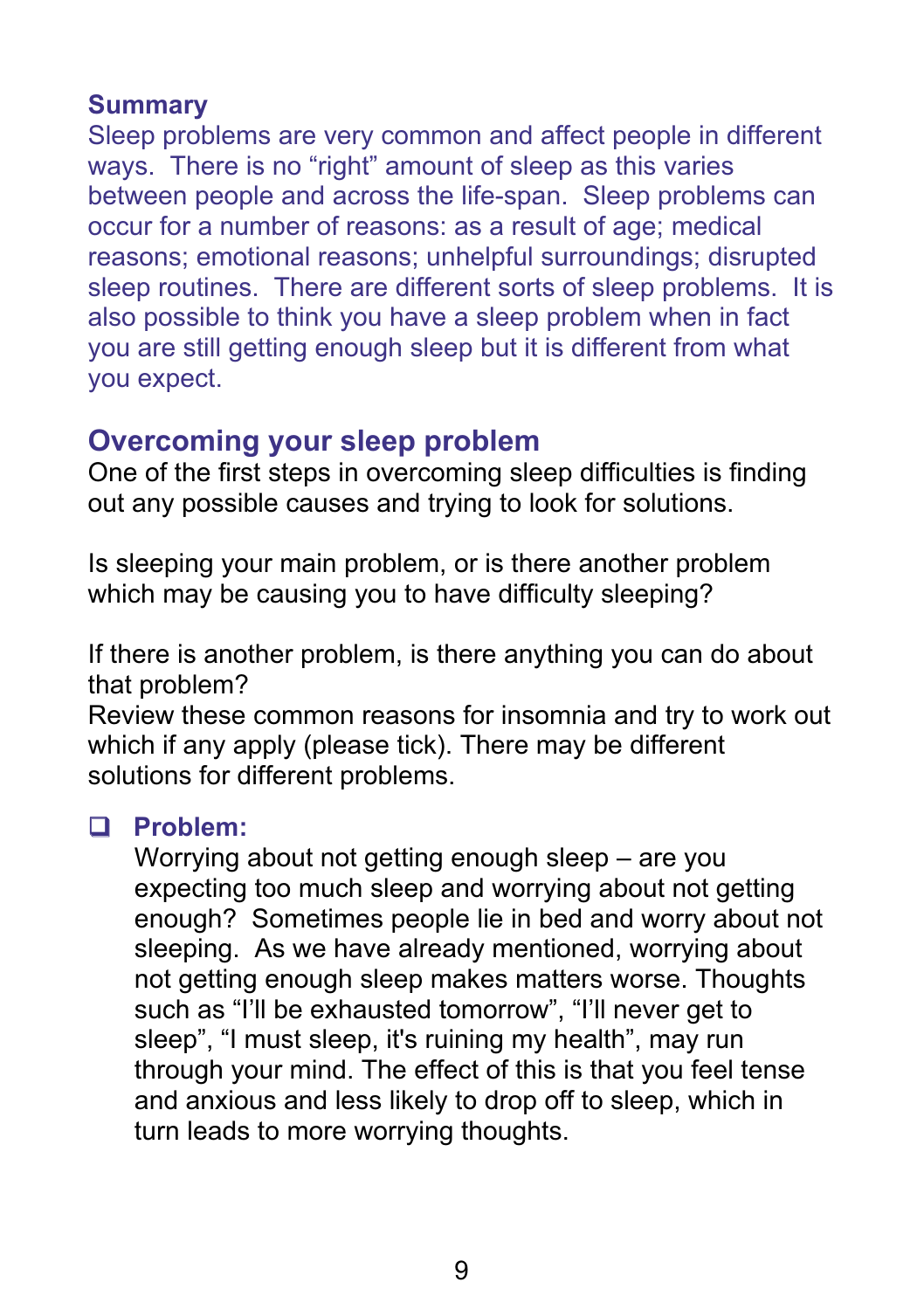**Summary**

Sleep problems are very common and affect people in different ways. There is no "right" amount of sleep as this varies between people and across the life-span. Sleep problems can occur for a number of reasons: as a result of age; medical reasons; emotional reasons; unhelpful surroundings; disrupted sleep routines. There are different sorts of sleep problems. It is also possible to think you have a sleep problem when in fact you are still getting enough sleep but it is different from what you expect.

## Overcoming your sleep problem

One of the first steps in overcoming sleep difficulties is finding out any possible causes and trying to look for solutions.

Is sleeping your main problem, or is there another problem which may be causing you to have difficulty sleeping?

If there is another problem, is there anything you can do about that problem?
Review these common reasons for insomnia and try to work out which if any apply (please tick). There may be different solutions for different problems.

- ☐ **Problem:**
  Worrying about not getting enough sleep – are you expecting too much sleep and worrying about not getting enough? Sometimes people lie in bed and worry about not sleeping. As we have already mentioned, worrying about not getting enough sleep makes matters worse. Thoughts such as "I'll be exhausted tomorrow", "I'll never get to sleep", "I must sleep, it's ruining my health", may run through your mind. The effect of this is that you feel tense and anxious and less likely to drop off to sleep, which in turn leads to more worrying thoughts.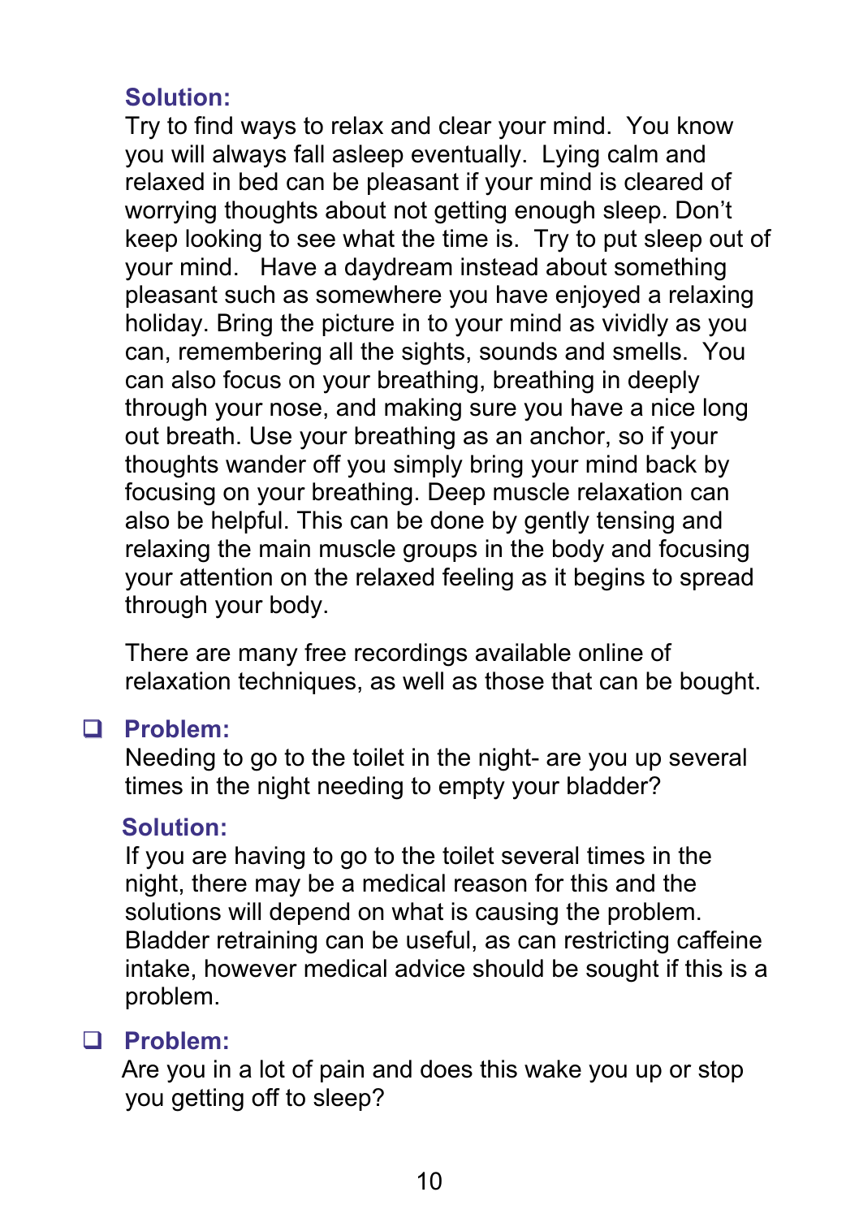**Solution:**

Try to find ways to relax and clear your mind. You know you will always fall asleep eventually. Lying calm and relaxed in bed can be pleasant if your mind is cleared of worrying thoughts about not getting enough sleep. Don't keep looking to see what the time is. Try to put sleep out of your mind. Have a daydream instead about something pleasant such as somewhere you have enjoyed a relaxing holiday. Bring the picture in to your mind as vividly as you can, remembering all the sights, sounds and smells. You can also focus on your breathing, breathing in deeply through your nose, and making sure you have a nice long out breath. Use your breathing as an anchor, so if your thoughts wander off you simply bring your mind back by focusing on your breathing. Deep muscle relaxation can also be helpful. This can be done by gently tensing and relaxing the main muscle groups in the body and focusing your attention on the relaxed feeling as it begins to spread through your body.

There are many free recordings available online of relaxation techniques, as well as those that can be bought.

- ☐ **Problem:**

  Needing to go to the toilet in the night- are you up several times in the night needing to empty your bladder?

  **Solution:**

  If you are having to go to the toilet several times in the night, there may be a medical reason for this and the solutions will depend on what is causing the problem. Bladder retraining can be useful, as can restricting caffeine intake, however medical advice should be sought if this is a problem.

- ☐ **Problem:**

  Are you in a lot of pain and does this wake you up or stop you getting off to sleep?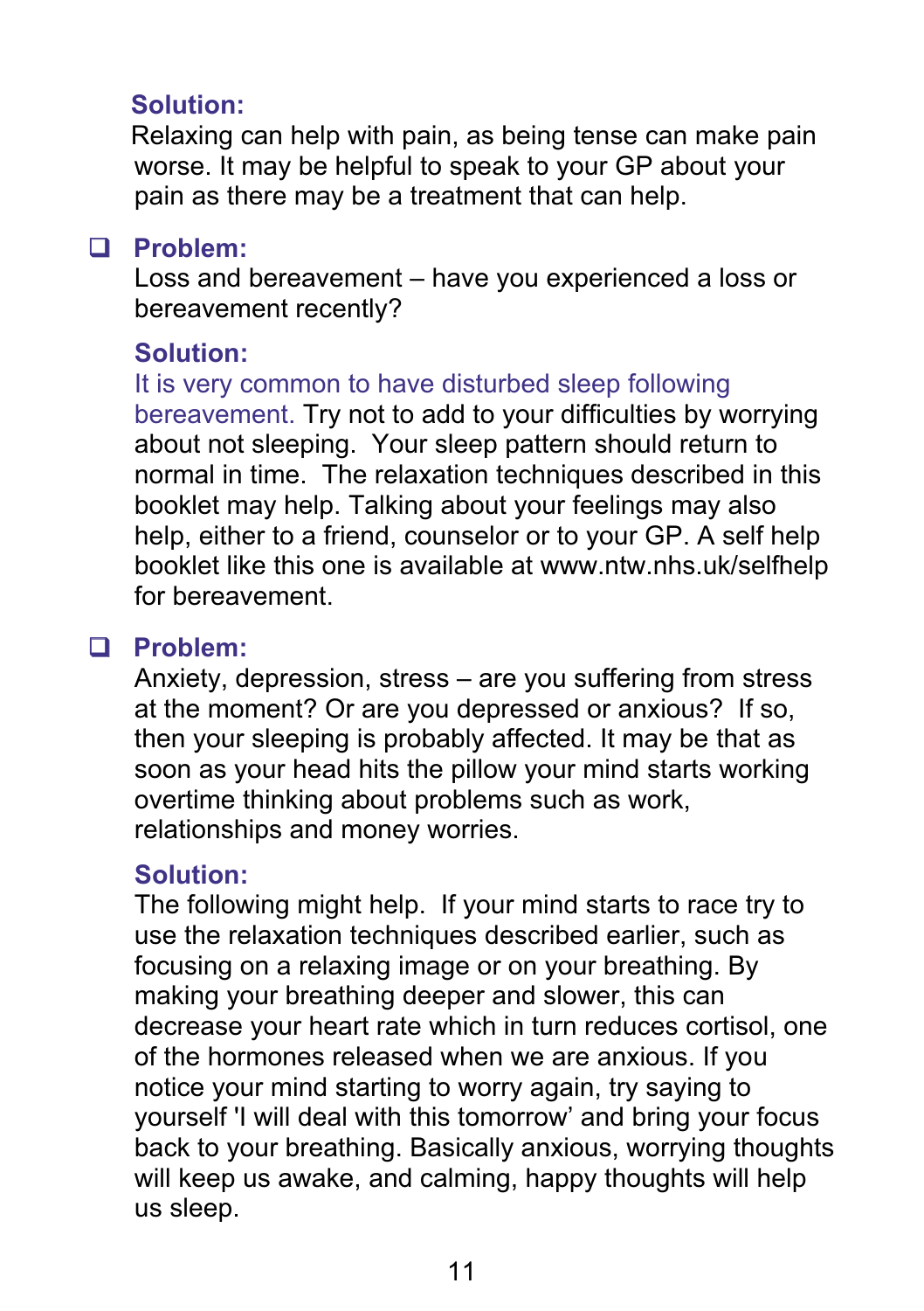**Solution:**

Relaxing can help with pain, as being tense can make pain worse. It may be helpful to speak to your GP about your pain as there may be a treatment that can help.

- ❑ **Problem:**

  Loss and bereavement – have you experienced a loss or bereavement recently?

  **Solution:**

  It is very common to have disturbed sleep following bereavement. Try not to add to your difficulties by worrying about not sleeping. Your sleep pattern should return to normal in time. The relaxation techniques described in this booklet may help. Talking about your feelings may also help, either to a friend, counselor or to your GP. A self help booklet like this one is available at www.ntw.nhs.uk/selfhelp for bereavement.

- ❑ **Problem:**

  Anxiety, depression, stress – are you suffering from stress at the moment? Or are you depressed or anxious? If so, then your sleeping is probably affected. It may be that as soon as your head hits the pillow your mind starts working overtime thinking about problems such as work, relationships and money worries.

  **Solution:**

  The following might help. If your mind starts to race try to use the relaxation techniques described earlier, such as focusing on a relaxing image or on your breathing. By making your breathing deeper and slower, this can decrease your heart rate which in turn reduces cortisol, one of the hormones released when we are anxious. If you notice your mind starting to worry again, try saying to yourself 'I will deal with this tomorrow' and bring your focus back to your breathing. Basically anxious, worrying thoughts will keep us awake, and calming, happy thoughts will help us sleep.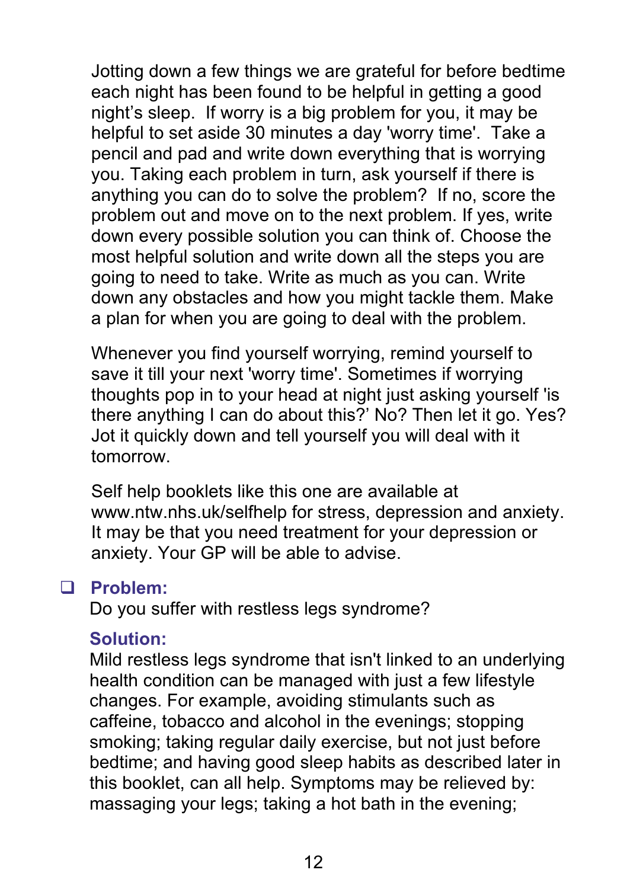Jotting down a few things we are grateful for before bedtime each night has been found to be helpful in getting a good night's sleep. If worry is a big problem for you, it may be helpful to set aside 30 minutes a day 'worry time'. Take a pencil and pad and write down everything that is worrying you. Taking each problem in turn, ask yourself if there is anything you can do to solve the problem? If no, score the problem out and move on to the next problem. If yes, write down every possible solution you can think of. Choose the most helpful solution and write down all the steps you are going to need to take. Write as much as you can. Write down any obstacles and how you might tackle them. Make a plan for when you are going to deal with the problem.

Whenever you find yourself worrying, remind yourself to save it till your next 'worry time'. Sometimes if worrying thoughts pop in to your head at night just asking yourself 'is there anything I can do about this?' No? Then let it go. Yes? Jot it quickly down and tell yourself you will deal with it tomorrow.

Self help booklets like this one are available at www.ntw.nhs.uk/selfhelp for stress, depression and anxiety. It may be that you need treatment for your depression or anxiety. Your GP will be able to advise.

- ❑ **Problem:**
  Do you suffer with restless legs syndrome?

  **Solution:**
  Mild restless legs syndrome that isn't linked to an underlying health condition can be managed with just a few lifestyle changes. For example, avoiding stimulants such as caffeine, tobacco and alcohol in the evenings; stopping smoking; taking regular daily exercise, but not just before bedtime; and having good sleep habits as described later in this booklet, can all help. Symptoms may be relieved by: massaging your legs; taking a hot bath in the evening;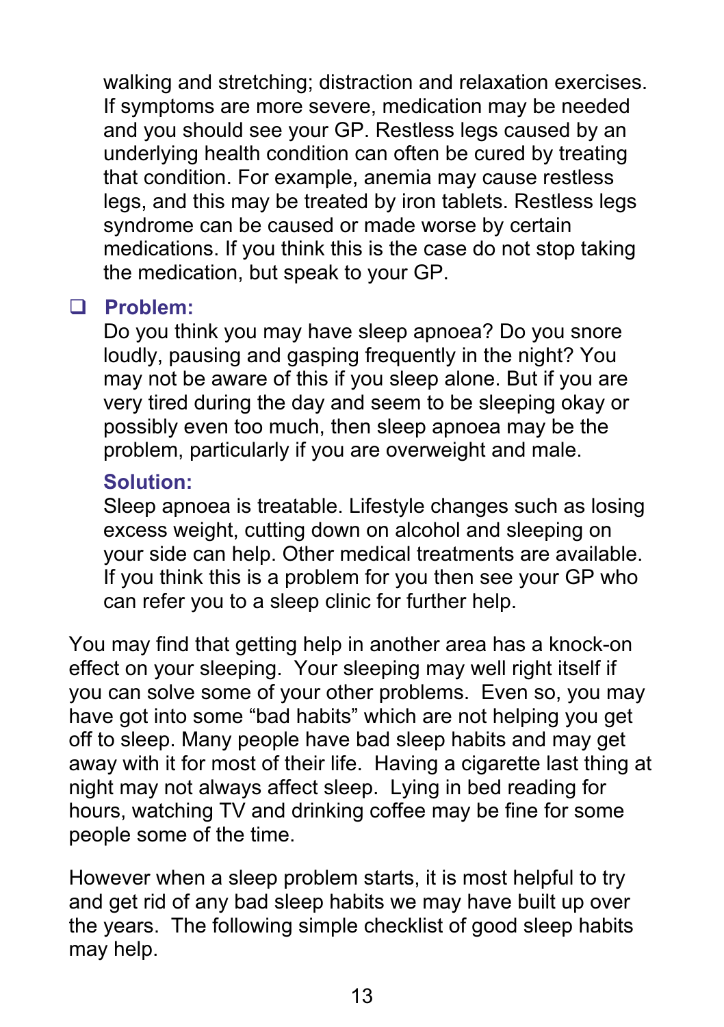walking and stretching; distraction and relaxation exercises. If symptoms are more severe, medication may be needed and you should see your GP. Restless legs caused by an underlying health condition can often be cured by treating that condition. For example, anemia may cause restless legs, and this may be treated by iron tablets. Restless legs syndrome can be caused or made worse by certain medications. If you think this is the case do not stop taking the medication, but speak to your GP.

- ❑ **Problem:**

  Do you think you may have sleep apnoea? Do you snore loudly, pausing and gasping frequently in the night? You may not be aware of this if you sleep alone. But if you are very tired during the day and seem to be sleeping okay or possibly even too much, then sleep apnoea may be the problem, particularly if you are overweight and male.

  **Solution:**

  Sleep apnoea is treatable. Lifestyle changes such as losing excess weight, cutting down on alcohol and sleeping on your side can help. Other medical treatments are available. If you think this is a problem for you then see your GP who can refer you to a sleep clinic for further help.

You may find that getting help in another area has a knock-on effect on your sleeping. Your sleeping may well right itself if you can solve some of your other problems. Even so, you may have got into some "bad habits" which are not helping you get off to sleep. Many people have bad sleep habits and may get away with it for most of their life. Having a cigarette last thing at night may not always affect sleep. Lying in bed reading for hours, watching TV and drinking coffee may be fine for some people some of the time.

However when a sleep problem starts, it is most helpful to try and get rid of any bad sleep habits we may have built up over the years. The following simple checklist of good sleep habits may help.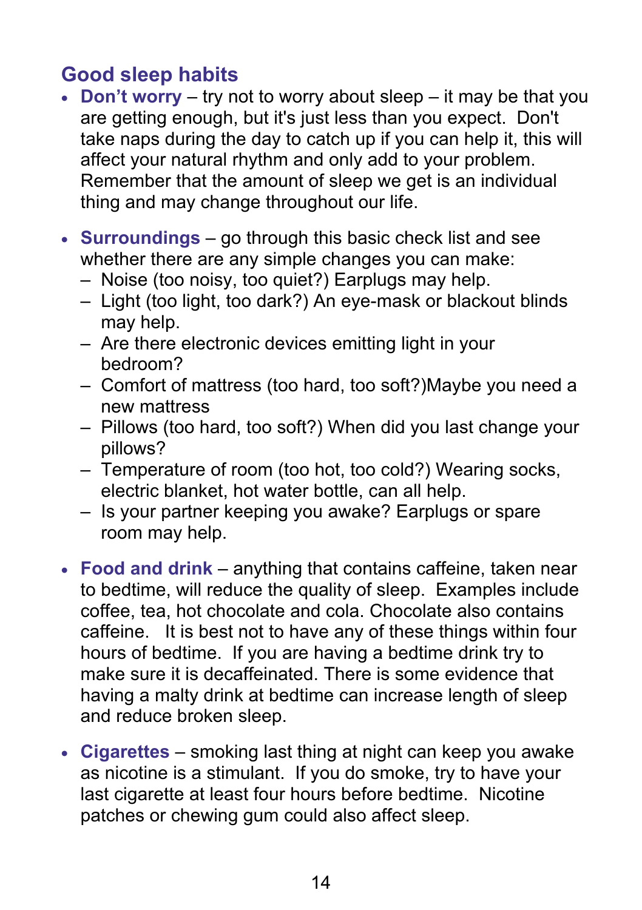## Good sleep habits

- **Don't worry** – try not to worry about sleep – it may be that you are getting enough, but it's just less than you expect. Don't take naps during the day to catch up if you can help it, this will affect your natural rhythm and only add to your problem. Remember that the amount of sleep we get is an individual thing and may change throughout our life.

- **Surroundings** – go through this basic check list and see whether there are any simple changes you can make:
  - Noise (too noisy, too quiet?) Earplugs may help.
  - Light (too light, too dark?) An eye-mask or blackout blinds may help.
  - Are there electronic devices emitting light in your bedroom?
  - Comfort of mattress (too hard, too soft?)Maybe you need a new mattress
  - Pillows (too hard, too soft?) When did you last change your pillows?
  - Temperature of room (too hot, too cold?) Wearing socks, electric blanket, hot water bottle, can all help.
  - Is your partner keeping you awake? Earplugs or spare room may help.

- **Food and drink** – anything that contains caffeine, taken near to bedtime, will reduce the quality of sleep. Examples include coffee, tea, hot chocolate and cola. Chocolate also contains caffeine. It is best not to have any of these things within four hours of bedtime. If you are having a bedtime drink try to make sure it is decaffeinated. There is some evidence that having a malty drink at bedtime can increase length of sleep and reduce broken sleep.

- **Cigarettes** – smoking last thing at night can keep you awake as nicotine is a stimulant. If you do smoke, try to have your last cigarette at least four hours before bedtime. Nicotine patches or chewing gum could also affect sleep.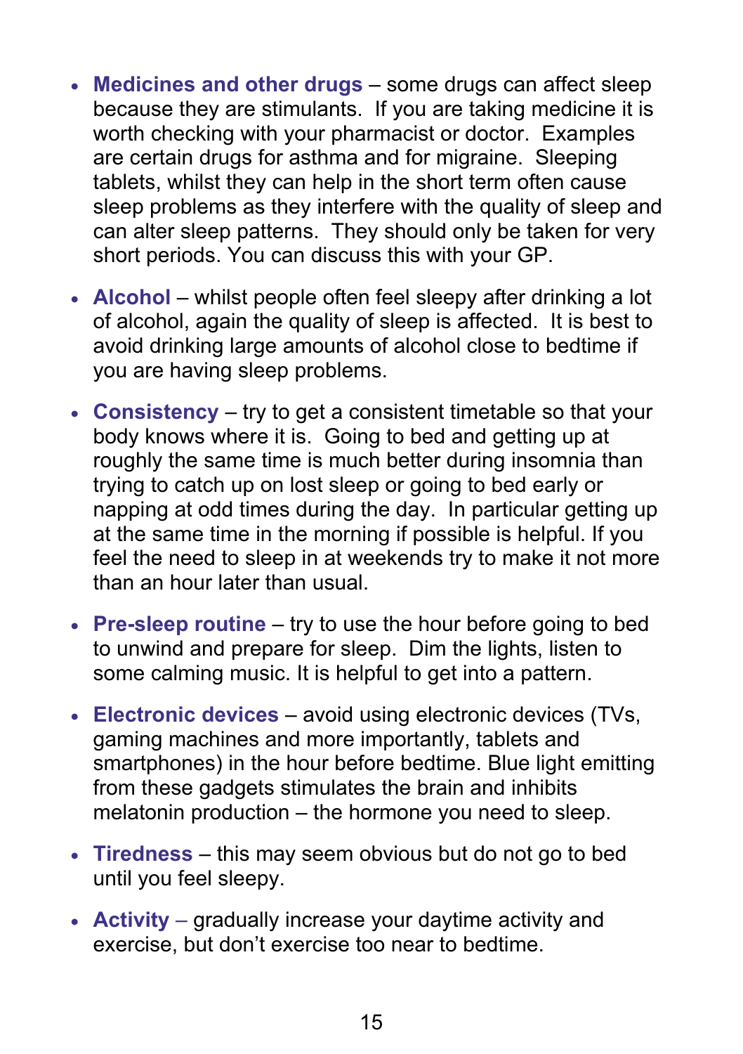- **Medicines and other drugs** – some drugs can affect sleep because they are stimulants. If you are taking medicine it is worth checking with your pharmacist or doctor. Examples are certain drugs for asthma and for migraine. Sleeping tablets, whilst they can help in the short term often cause sleep problems as they interfere with the quality of sleep and can alter sleep patterns. They should only be taken for very short periods. You can discuss this with your GP.

- **Alcohol** – whilst people often feel sleepy after drinking a lot of alcohol, again the quality of sleep is affected. It is best to avoid drinking large amounts of alcohol close to bedtime if you are having sleep problems.

- **Consistency** – try to get a consistent timetable so that your body knows where it is. Going to bed and getting up at roughly the same time is much better during insomnia than trying to catch up on lost sleep or going to bed early or napping at odd times during the day. In particular getting up at the same time in the morning if possible is helpful. If you feel the need to sleep in at weekends try to make it not more than an hour later than usual.

- **Pre-sleep routine** – try to use the hour before going to bed to unwind and prepare for sleep. Dim the lights, listen to some calming music. It is helpful to get into a pattern.

- **Electronic devices** – avoid using electronic devices (TVs, gaming machines and more importantly, tablets and smartphones) in the hour before bedtime. Blue light emitting from these gadgets stimulates the brain and inhibits melatonin production – the hormone you need to sleep.

- **Tiredness** – this may seem obvious but do not go to bed until you feel sleepy.

- **Activity** – gradually increase your daytime activity and exercise, but don't exercise too near to bedtime.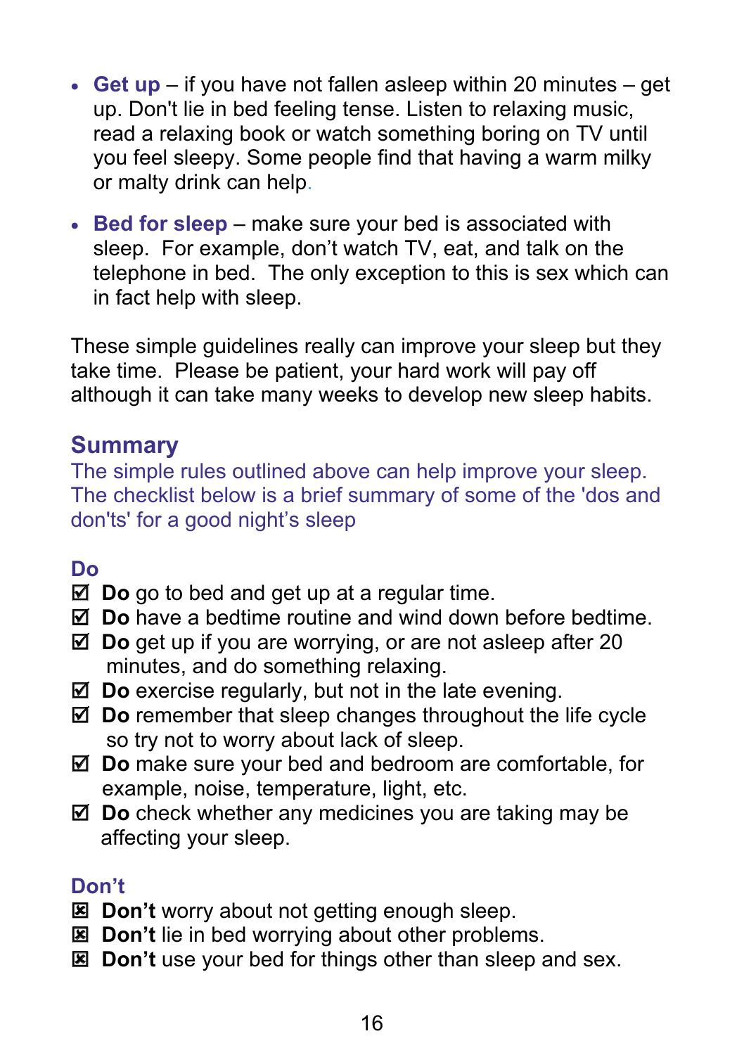- **Get up** – if you have not fallen asleep within 20 minutes – get up. Don't lie in bed feeling tense. Listen to relaxing music, read a relaxing book or watch something boring on TV until you feel sleepy. Some people find that having a warm milky or malty drink can help.

- **Bed for sleep** – make sure your bed is associated with sleep. For example, don't watch TV, eat, and talk on the telephone in bed. The only exception to this is sex which can in fact help with sleep.

These simple guidelines really can improve your sleep but they take time. Please be patient, your hard work will pay off although it can take many weeks to develop new sleep habits.

## Summary

The simple rules outlined above can help improve your sleep. The checklist below is a brief summary of some of the 'dos and don'ts' for a good night's sleep

### Do

- ☑ **Do** go to bed and get up at a regular time.
- ☑ **Do** have a bedtime routine and wind down before bedtime.
- ☑ **Do** get up if you are worrying, or are not asleep after 20 minutes, and do something relaxing.
- ☑ **Do** exercise regularly, but not in the late evening.
- ☑ **Do** remember that sleep changes throughout the life cycle so try not to worry about lack of sleep.
- ☑ **Do** make sure your bed and bedroom are comfortable, for example, noise, temperature, light, etc.
- ☑ **Do** check whether any medicines you are taking may be affecting your sleep.

### Don't

- ☒ **Don't** worry about not getting enough sleep.
- ☒ **Don't** lie in bed worrying about other problems.
- ☒ **Don't** use your bed for things other than sleep and sex.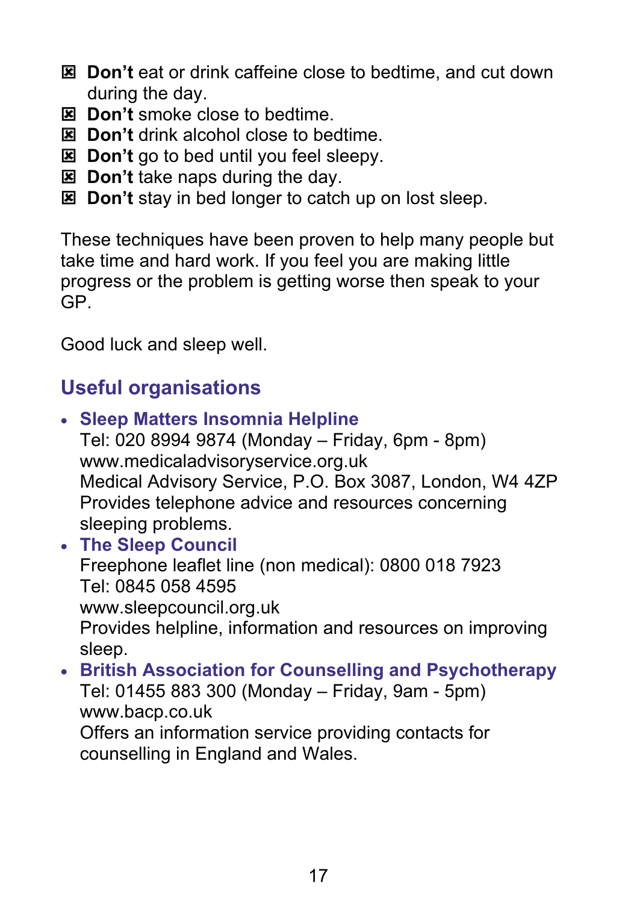- ☒ **Don't** eat or drink caffeine close to bedtime, and cut down during the day.
- ☒ **Don't** smoke close to bedtime.
- ☒ **Don't** drink alcohol close to bedtime.
- ☒ **Don't** go to bed until you feel sleepy.
- ☒ **Don't** take naps during the day.
- ☒ **Don't** stay in bed longer to catch up on lost sleep.

These techniques have been proven to help many people but take time and hard work. If you feel you are making little progress or the problem is getting worse then speak to your GP.

Good luck and sleep well.

## Useful organisations

- **Sleep Matters Insomnia Helpline**
  Tel: 020 8994 9874 (Monday – Friday, 6pm - 8pm)
  www.medicaladvisoryservice.org.uk
  Medical Advisory Service, P.O. Box 3087, London, W4 4ZP
  Provides telephone advice and resources concerning sleeping problems.
- **The Sleep Council**
  Freephone leaflet line (non medical): 0800 018 7923
  Tel: 0845 058 4595
  www.sleepcouncil.org.uk
  Provides helpline, information and resources on improving sleep.
- **British Association for Counselling and Psychotherapy**
  Tel: 01455 883 300 (Monday – Friday, 9am - 5pm)
  www.bacp.co.uk
  Offers an information service providing contacts for counselling in England and Wales.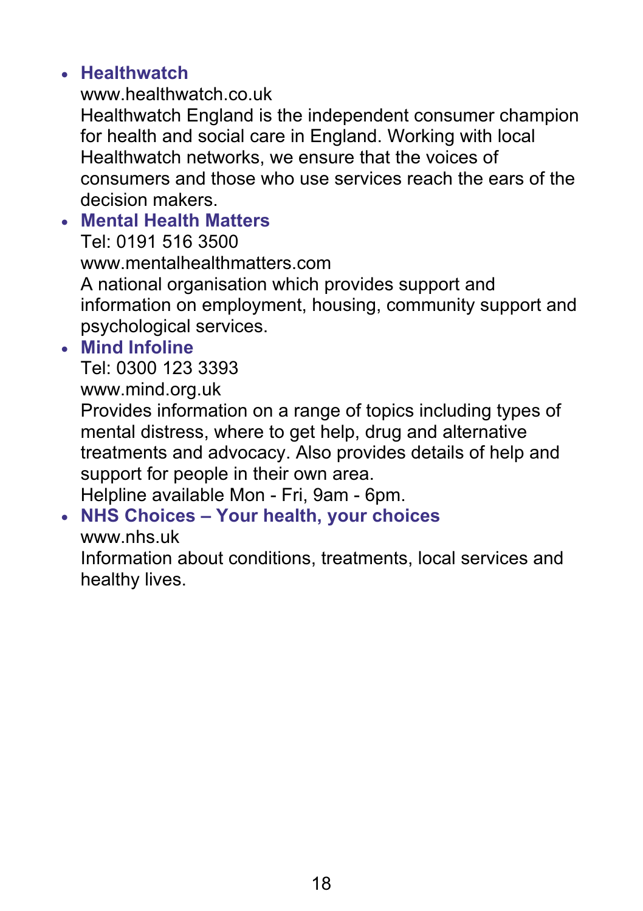- **Healthwatch**
  www.healthwatch.co.uk
  Healthwatch England is the independent consumer champion for health and social care in England. Working with local Healthwatch networks, we ensure that the voices of consumers and those who use services reach the ears of the decision makers.
- **Mental Health Matters**
  Tel: 0191 516 3500
  www.mentalhealthmatters.com
  A national organisation which provides support and information on employment, housing, community support and psychological services.
- **Mind Infoline**
  Tel: 0300 123 3393
  www.mind.org.uk
  Provides information on a range of topics including types of mental distress, where to get help, drug and alternative treatments and advocacy. Also provides details of help and support for people in their own area.
  Helpline available Mon - Fri, 9am - 6pm.
- **NHS Choices – Your health, your choices**
  www.nhs.uk
  Information about conditions, treatments, local services and healthy lives.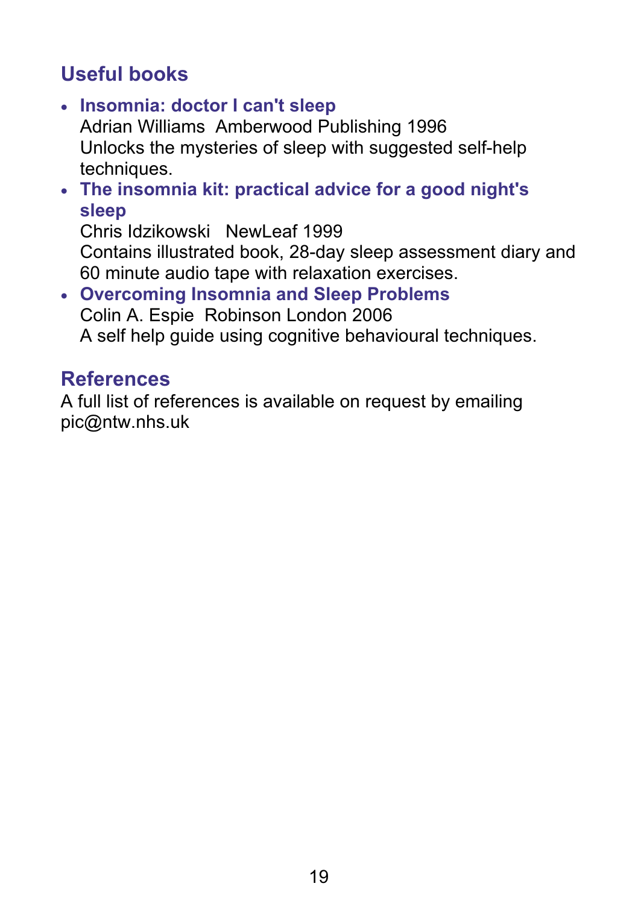## Useful books

- **Insomnia: doctor I can't sleep**
  Adrian Williams  Amberwood Publishing 1996
  Unlocks the mysteries of sleep with suggested self-help techniques.
- **The insomnia kit: practical advice for a good night's sleep**
  Chris Idzikowski   NewLeaf 1999
  Contains illustrated book, 28-day sleep assessment diary and 60 minute audio tape with relaxation exercises.
- **Overcoming Insomnia and Sleep Problems**
  Colin A. Espie  Robinson London 2006
  A self help guide using cognitive behavioural techniques.

## References

A full list of references is available on request by emailing pic@ntw.nhs.uk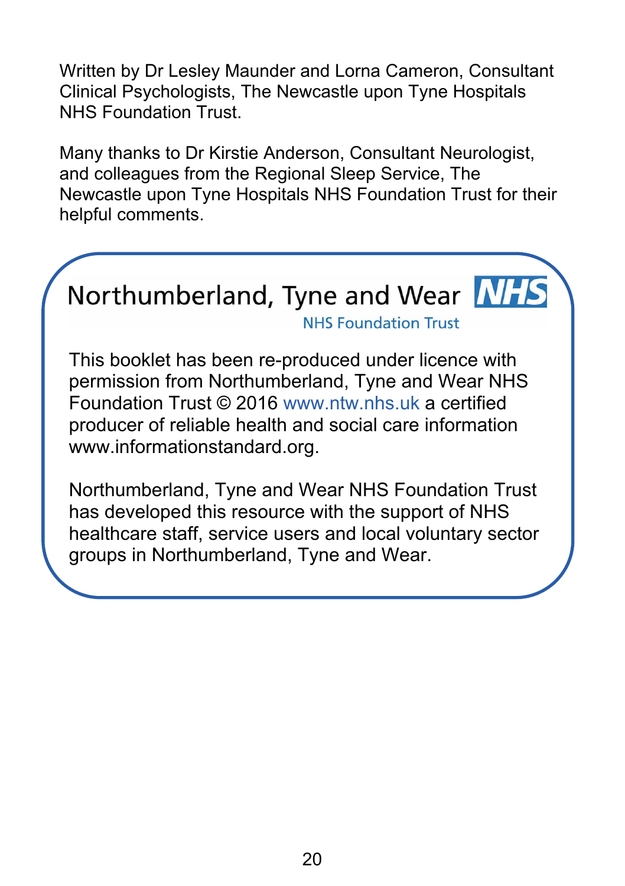Written by Dr Lesley Maunder and Lorna Cameron, Consultant Clinical Psychologists, The Newcastle upon Tyne Hospitals NHS Foundation Trust.

Many thanks to Dr Kirstie Anderson, Consultant Neurologist, and colleagues from the Regional Sleep Service, The Newcastle upon Tyne Hospitals NHS Foundation Trust for their helpful comments.

Northumberland, Tyne and Wear NHS
NHS Foundation Trust

This booklet has been re-produced under licence with permission from Northumberland, Tyne and Wear NHS Foundation Trust © 2016 www.ntw.nhs.uk a certified producer of reliable health and social care information www.informationstandard.org.

Northumberland, Tyne and Wear NHS Foundation Trust has developed this resource with the support of NHS healthcare staff, service users and local voluntary sector groups in Northumberland, Tyne and Wear.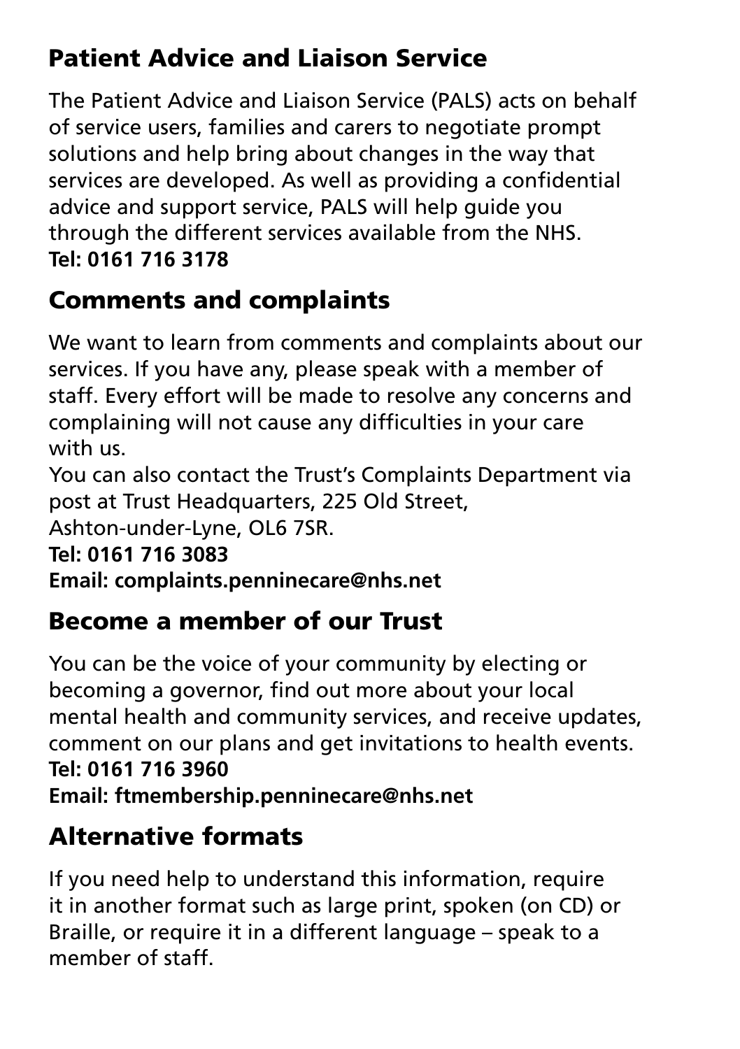## Patient Advice and Liaison Service

The Patient Advice and Liaison Service (PALS) acts on behalf of service users, families and carers to negotiate prompt solutions and help bring about changes in the way that services are developed. As well as providing a confidential advice and support service, PALS will help guide you through the different services available from the NHS.
**Tel: 0161 716 3178**

## Comments and complaints

We want to learn from comments and complaints about our services. If you have any, please speak with a member of staff. Every effort will be made to resolve any concerns and complaining will not cause any difficulties in your care with us.
You can also contact the Trust's Complaints Department via post at Trust Headquarters, 225 Old Street, Ashton-under-Lyne, OL6 7SR.
**Tel: 0161 716 3083**
**Email: complaints.penninecare@nhs.net**

## Become a member of our Trust

You can be the voice of your community by electing or becoming a governor, find out more about your local mental health and community services, and receive updates, comment on our plans and get invitations to health events.
**Tel: 0161 716 3960**
**Email: ftmembership.penninecare@nhs.net**

## Alternative formats

If you need help to understand this information, require it in another format such as large print, spoken (on CD) or Braille, or require it in a different language – speak to a member of staff.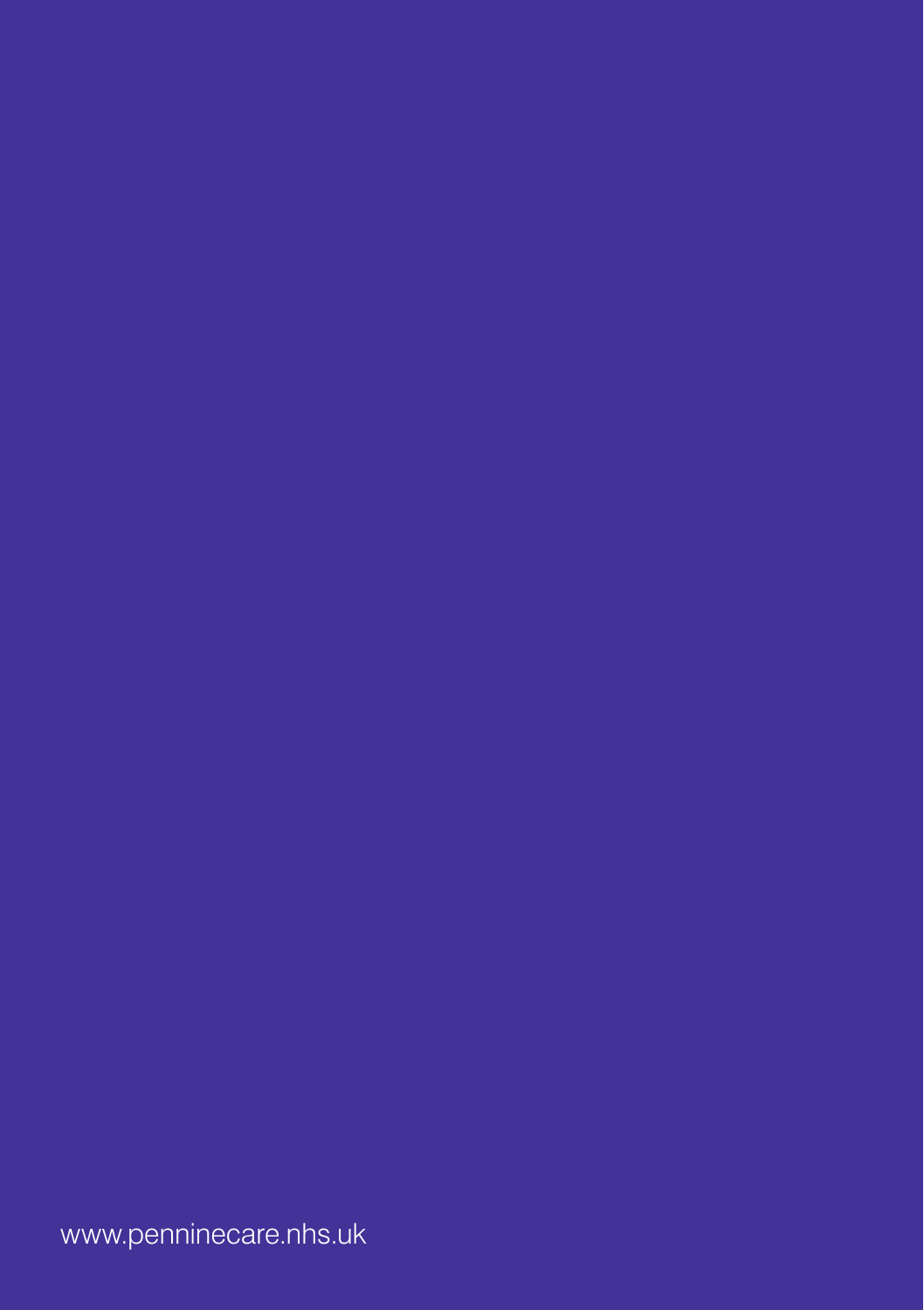www.penninecare.nhs.uk